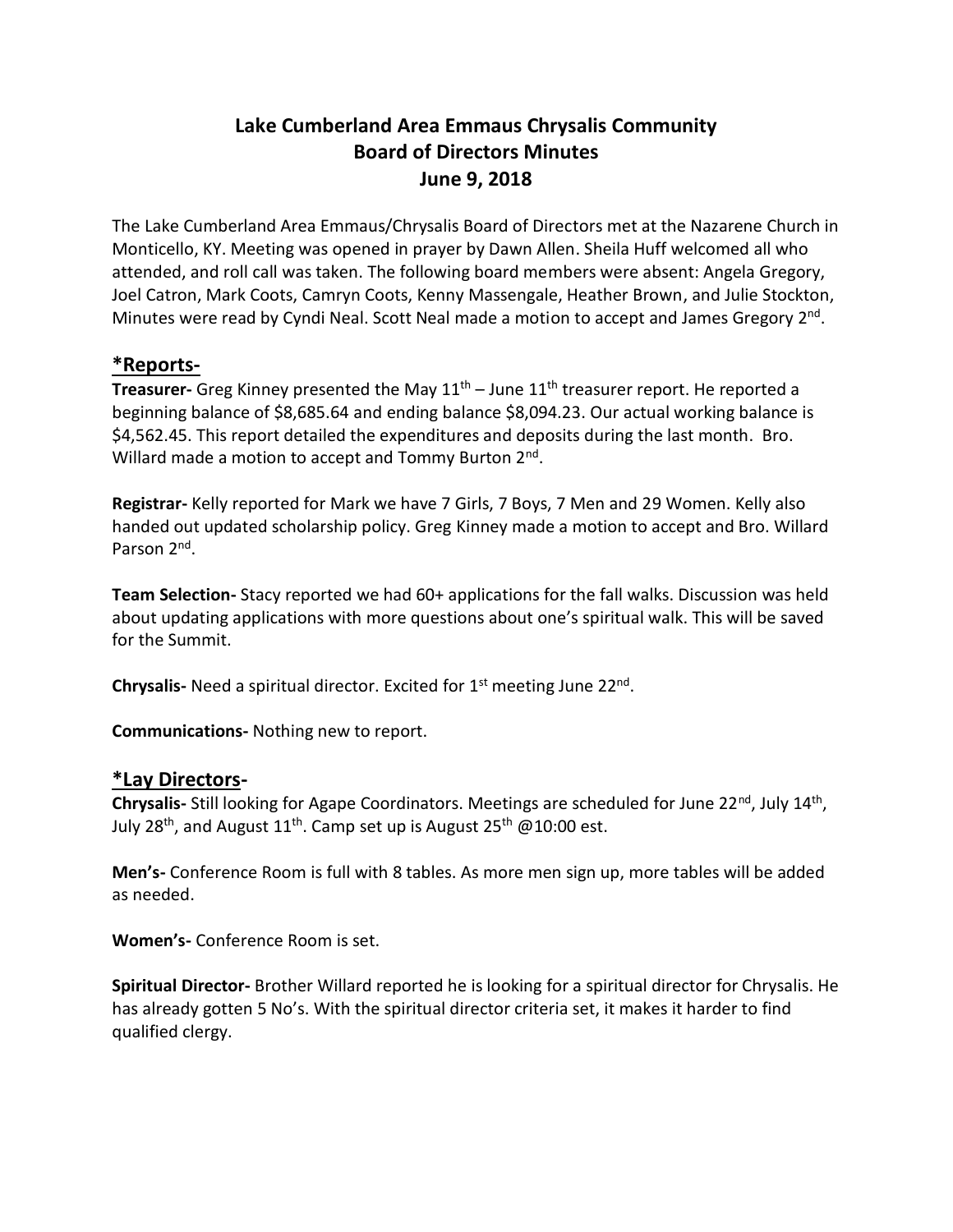# Lake Cumberland Area Emmaus Chrysalis Community
# Board of Directors Minutes
# June 9, 2018

The Lake Cumberland Area Emmaus/Chrysalis Board of Directors met at the Nazarene Church in Monticello, KY. Meeting was opened in prayer by Dawn Allen. Sheila Huff welcomed all who attended, and roll call was taken. The following board members were absent: Angela Gregory, Joel Catron, Mark Coots, Camryn Coots, Kenny Massengale, Heather Brown, and Julie Stockton, Minutes were read by Cyndi Neal. Scott Neal made a motion to accept and James Gregory 2nd.

## *Reports-

**Treasurer-** Greg Kinney presented the May 11th – June 11th treasurer report. He reported a beginning balance of $8,685.64 and ending balance $8,094.23. Our actual working balance is $4,562.45. This report detailed the expenditures and deposits during the last month. Bro. Willard made a motion to accept and Tommy Burton 2nd.

**Registrar-** Kelly reported for Mark we have 7 Girls, 7 Boys, 7 Men and 29 Women. Kelly also handed out updated scholarship policy. Greg Kinney made a motion to accept and Bro. Willard Parson 2nd.

**Team Selection-** Stacy reported we had 60+ applications for the fall walks. Discussion was held about updating applications with more questions about one's spiritual walk. This will be saved for the Summit.

**Chrysalis-** Need a spiritual director. Excited for 1st meeting June 22nd.

**Communications-** Nothing new to report.

## *Lay Directors-

**Chrysalis-** Still looking for Agape Coordinators. Meetings are scheduled for June 22nd, July 14th, July 28th, and August 11th. Camp set up is August 25th @10:00 est.

**Men's-** Conference Room is full with 8 tables. As more men sign up, more tables will be added as needed.

**Women's-** Conference Room is set.

**Spiritual Director-** Brother Willard reported he is looking for a spiritual director for Chrysalis. He has already gotten 5 No's. With the spiritual director criteria set, it makes it harder to find qualified clergy.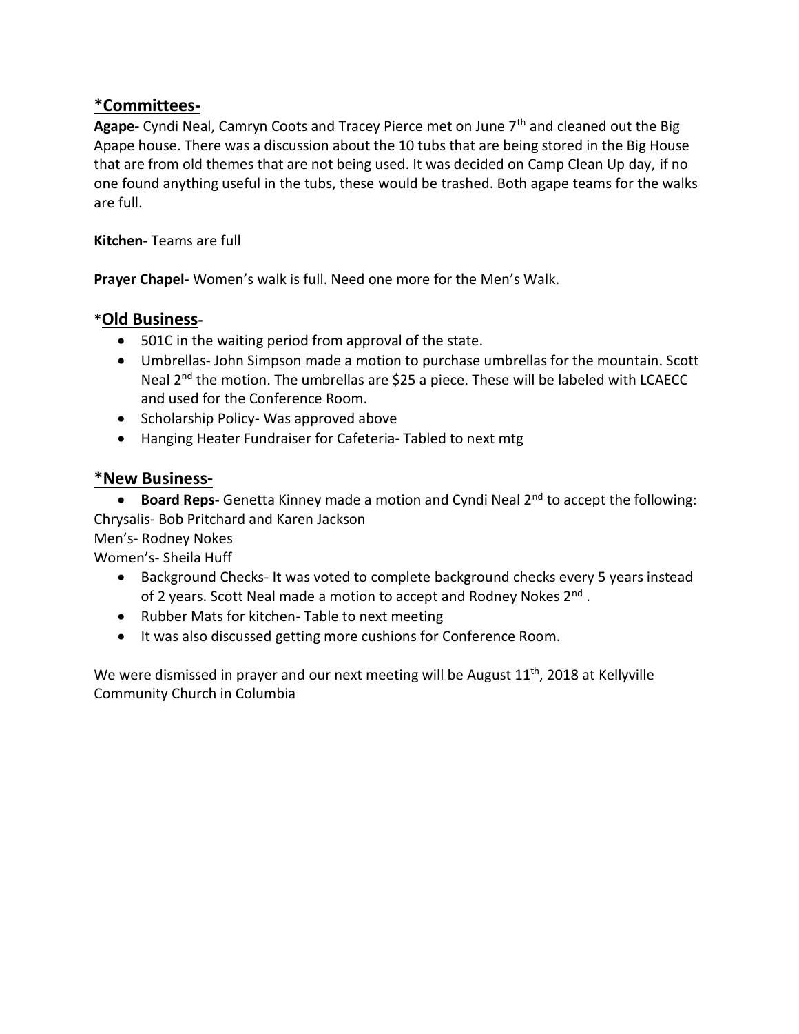## *Committees-

**Agape-** Cyndi Neal, Camryn Coots and Tracey Pierce met on June 7th and cleaned out the Big Apape house. There was a discussion about the 10 tubs that are being stored in the Big House that are from old themes that are not being used. It was decided on Camp Clean Up day, if no one found anything useful in the tubs, these would be trashed. Both agape teams for the walks are full.

**Kitchen-** Teams are full

**Prayer Chapel-** Women's walk is full. Need one more for the Men's Walk.

## *Old Business-

- 501C in the waiting period from approval of the state.
- Umbrellas- John Simpson made a motion to purchase umbrellas for the mountain. Scott Neal 2nd the motion. The umbrellas are $25 a piece. These will be labeled with LCAECC and used for the Conference Room.
- Scholarship Policy- Was approved above
- Hanging Heater Fundraiser for Cafeteria- Tabled to next mtg

## *New Business-

- **Board Reps-** Genetta Kinney made a motion and Cyndi Neal 2nd to accept the following:

Chrysalis- Bob Pritchard and Karen Jackson
Men's- Rodney Nokes
Women's- Sheila Huff

- Background Checks- It was voted to complete background checks every 5 years instead of 2 years. Scott Neal made a motion to accept and Rodney Nokes 2nd .
- Rubber Mats for kitchen- Table to next meeting
- It was also discussed getting more cushions for Conference Room.

We were dismissed in prayer and our next meeting will be August 11th, 2018 at Kellyville Community Church in Columbia